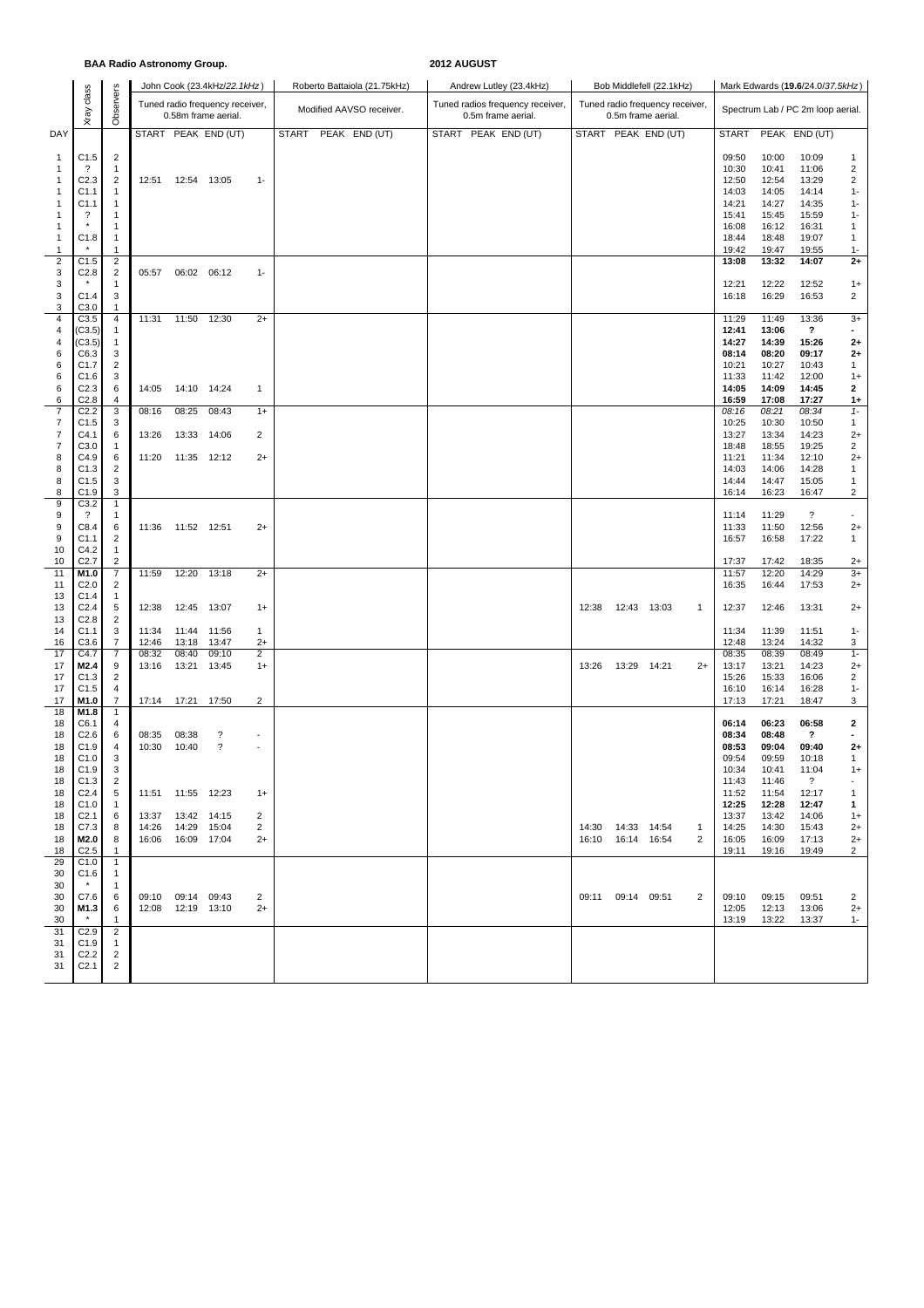**BAA Radio Astronomy Group.**

**2012 AUGUST**

| DAY | Xray class | Observers | John Cook (23.4kHz/*22.1kHz*) | | | | Roberto Battaiola (21.75kHz) | | | Andrew Lutley (23.4kHz) | | | Bob Middlefell (22.1kHz) | | | | Mark Edwards (**19.6**/24.0/*37.5kHz*) | | | |
|---|---|---|---|---|---|---|---|---|---|---|---|---|---|---|---|---|---|---|---|---|
| | | | Tuned radio frequency receiver, 0.58m frame aerial. | | | | Modified AAVSO receiver. | | | Tuned radios frequency receiver, 0.5m frame aerial. | | | Tuned radio frequency receiver, 0.5m frame aerial. | | | | Spectrum Lab / PC 2m loop aerial. | | | |
| | | | START | PEAK | END (UT) | | START | PEAK | END (UT) | START | PEAK | END (UT) | START | PEAK | END (UT) | | START | PEAK | END (UT) | |
| 1 | C1.5 | 2 | | | | | | | | | | | | | | | 09:50 | 10:00 | 10:09 | 1 |
| 1 | ? | 1 | | | | | | | | | | | | | | | 10:30 | 10:41 | 11:06 | 2 |
| 1 | C2.3 | 2 | 12:51 | 12:54 | 13:05 | 1- | | | | | | | | | | | 12:50 | 12:54 | 13:29 | 2 |
| 1 | C1.1 | 1 | | | | | | | | | | | | | | | 14:03 | 14:05 | 14:14 | 1- |
| 1 | C1.1 | 1 | | | | | | | | | | | | | | | 14:21 | 14:27 | 14:35 | 1- |
| 1 | ? | 1 | | | | | | | | | | | | | | | 15:41 | 15:45 | 15:59 | 1- |
| 1 | * | 1 | | | | | | | | | | | | | | | 16:08 | 16:12 | 16:31 | 1 |
| 1 | C1.8 | 1 | | | | | | | | | | | | | | | 18:44 | 18:48 | 19:07 | 1 |
| 1 | * | 1 | | | | | | | | | | | | | | | 19:42 | 19:47 | 19:55 | 1- |
| 2 | C1.5 | 2 | | | | | | | | | | | | | | | **13:08** | **13:32** | **14:07** | **2+** |
| 3 | C2.8 | 2 | 05:57 | 06:02 | 06:12 | 1- | | | | | | | | | | | | | | |
| 3 | * | 1 | | | | | | | | | | | | | | | 12:21 | 12:22 | 12:52 | 1+ |
| 3 | C1.4 | 3 | | | | | | | | | | | | | | | 16:18 | 16:29 | 16:53 | 2 |
| 3 | C3.0 | 1 | | | | | | | | | | | | | | | | | | |
| 4 | C3.5 | 4 | 11:31 | 11:50 | 12:30 | 2+ | | | | | | | | | | | 11:29 | 11:49 | 13:36 | 3+ |
| 4 | (C3.5) | 1 | | | | | | | | | | | | | | | **12:41** | **13:06** | **?** | **-** |
| 4 | (C3.5) | 1 | | | | | | | | | | | | | | | **14:27** | **14:39** | **15:26** | **2+** |
| 6 | C6.3 | 3 | | | | | | | | | | | | | | | **08:14** | **08:20** | **09:17** | **2+** |
| 6 | C1.7 | 2 | | | | | | | | | | | | | | | 10:21 | 10:27 | 10:43 | 1 |
| 6 | C1.6 | 3 | | | | | | | | | | | | | | | 11:33 | 11:42 | 12:00 | 1+ |
| 6 | C2.3 | 6 | 14:05 | 14:10 | 14:24 | 1 | | | | | | | | | | | **14:05** | **14:09** | **14:45** | **2** |
| 6 | C2.8 | 4 | | | | | | | | | | | | | | | **16:59** | **17:08** | **17:27** | **1+** |
| 7 | C2.2 | 3 | 08:16 | 08:25 | 08:43 | 1+ | | | | | | | | | | | *08:16* | *08:21* | *08:34* | *1-* |
| 7 | C1.5 | 3 | | | | | | | | | | | | | | | 10:25 | 10:30 | 10:50 | 1 |
| 7 | C4.1 | 6 | 13:26 | 13:33 | 14:06 | 2 | | | | | | | | | | | 13:27 | 13:34 | 14:23 | 2+ |
| 7 | C3.0 | 1 | | | | | | | | | | | | | | | 18:48 | 18:55 | 19:25 | 2 |
| 8 | C4.9 | 6 | 11:20 | 11:35 | 12:12 | 2+ | | | | | | | | | | | 11:21 | 11:34 | 12:10 | 2+ |
| 8 | C1.3 | 2 | | | | | | | | | | | | | | | 14:03 | 14:06 | 14:28 | 1 |
| 8 | C1.5 | 3 | | | | | | | | | | | | | | | 14:44 | 14:47 | 15:05 | 1 |
| 8 | C1.9 | 3 | | | | | | | | | | | | | | | 16:14 | 16:23 | 16:47 | 2 |
| 9 | C3.2 | 1 | | | | | | | | | | | | | | | | | | |
| 9 | ? | 1 | | | | | | | | | | | | | | | 11:14 | 11:29 | ? | - |
| 9 | C8.4 | 6 | 11:36 | 11:52 | 12:51 | 2+ | | | | | | | | | | | 11:33 | 11:50 | 12:56 | 2+ |
| 9 | C1.1 | 2 | | | | | | | | | | | | | | | 16:57 | 16:58 | 17:22 | 1 |
| 10 | C4.2 | 1 | | | | | | | | | | | | | | | | | | |
| 10 | C2.7 | 2 | | | | | | | | | | | | | | | 17:37 | 17:42 | 18:35 | 2+ |
| 11 | **M1.0** | 7 | 11:59 | 12:20 | 13:18 | 2+ | | | | | | | | | | | 11:57 | 12:20 | 14:29 | 3+ |
| 11 | C2.0 | 2 | | | | | | | | | | | | | | | 16:35 | 16:44 | 17:53 | 2+ |
| 13 | C1.4 | 1 | | | | | | | | | | | | | | | | | | |
| 13 | C2.4 | 5 | 12:38 | 12:45 | 13:07 | 1+ | | | | | | | 12:38 | 12:43 | 13:03 | 1 | 12:37 | 12:46 | 13:31 | 2+ |
| 13 | C2.8 | 2 | | | | | | | | | | | | | | | | | | |
| 14 | C1.1 | 3 | 11:34 | 11:44 | 11:56 | 1 | | | | | | | | | | | 11:34 | 11:39 | 11:51 | 1- |
| 16 | C3.6 | 7 | 12:46 | 13:18 | 13:47 | 2+ | | | | | | | | | | | 12:48 | 13:24 | 14:32 | 3 |
| 17 | C4.7 | 7 | 08:32 | 08:40 | 09:10 | 2 | | | | | | | | | | | 08:35 | 08:39 | 08:49 | 1- |
| 17 | **M2.4** | 9 | 13:16 | 13:21 | 13:45 | 1+ | | | | | | | 13:26 | 13:29 | 14:21 | 2+ | 13:17 | 13:21 | 14:23 | 2+ |
| 17 | C1.3 | 2 | | | | | | | | | | | | | | | 15:26 | 15:33 | 16:06 | 2 |
| 17 | C1.5 | 4 | | | | | | | | | | | | | | | 16:10 | 16:14 | 16:28 | 1- |
| 17 | **M1.0** | 7 | 17:14 | 17:21 | 17:50 | 2 | | | | | | | | | | | 17:13 | 17:21 | 18:47 | 3 |
| 18 | **M1.8** | 1 | | | | | | | | | | | | | | | | | | |
| 18 | C6.1 | 4 | | | | | | | | | | | | | | | **06:14** | **06:23** | **06:58** | **2** |
| 18 | C2.6 | 6 | 08:35 | 08:38 | ? | - | | | | | | | | | | | **08:34** | **08:48** | **?** | **-** |
| 18 | C1.9 | 4 | 10:30 | 10:40 | ? | - | | | | | | | | | | | **08:53** | **09:04** | **09:40** | **2+** |
| 18 | C1.0 | 3 | | | | | | | | | | | | | | | 09:54 | 09:59 | 10:18 | 1 |
| 18 | C1.9 | 3 | | | | | | | | | | | | | | | 10:34 | 10:41 | 11:04 | 1+ |
| 18 | C1.3 | 2 | | | | | | | | | | | | | | | 11:43 | 11:46 | ? | - |
| 18 | C2.4 | 5 | 11:51 | 11:55 | 12:23 | 1+ | | | | | | | | | | | 11:52 | 11:54 | 12:17 | 1 |
| 18 | C1.0 | 1 | | | | | | | | | | | | | | | **12:25** | **12:28** | **12:47** | **1** |
| 18 | C2.1 | 6 | 13:37 | 13:42 | 14:15 | 2 | | | | | | | | | | | 13:37 | 13:42 | 14:06 | 1+ |
| 18 | C7.3 | 8 | 14:26 | 14:29 | 15:04 | 2 | | | | | | | 14:30 | 14:33 | 14:54 | 1 | 14:25 | 14:30 | 15:43 | 2+ |
| 18 | **M2.0** | 8 | 16:06 | 16:09 | 17:04 | 2+ | | | | | | | 16:10 | 16:14 | 16:54 | 2 | 16:05 | 16:09 | 17:13 | 2+ |
| 18 | C2.5 | 1 | | | | | | | | | | | | | | | 19:11 | 19:16 | 19:49 | 2 |
| 29 | C1.0 | 1 | | | | | | | | | | | | | | | | | | |
| 30 | C1.6 | 1 | | | | | | | | | | | | | | | | | | |
| 30 | * | 1 | | | | | | | | | | | | | | | | | | |
| 30 | C7.6 | 6 | 09:10 | 09:14 | 09:43 | 2 | | | | | | | 09:11 | 09:14 | 09:51 | 2 | 09:10 | 09:15 | 09:51 | 2 |
| 30 | **M1.3** | 6 | 12:08 | 12:19 | 13:10 | 2+ | | | | | | | | | | | 12:05 | 12:13 | 13:06 | 2+ |
| 30 | * | 1 | | | | | | | | | | | | | | | 13:19 | 13:22 | 13:37 | 1- |
| 31 | C2.9 | 2 | | | | | | | | | | | | | | | | | | |
| 31 | C1.9 | 1 | | | | | | | | | | | | | | | | | | |
| 31 | C2.2 | 2 | | | | | | | | | | | | | | | | | | |
| 31 | C2.1 | 2 | | | | | | | | | | | | | | | | | | |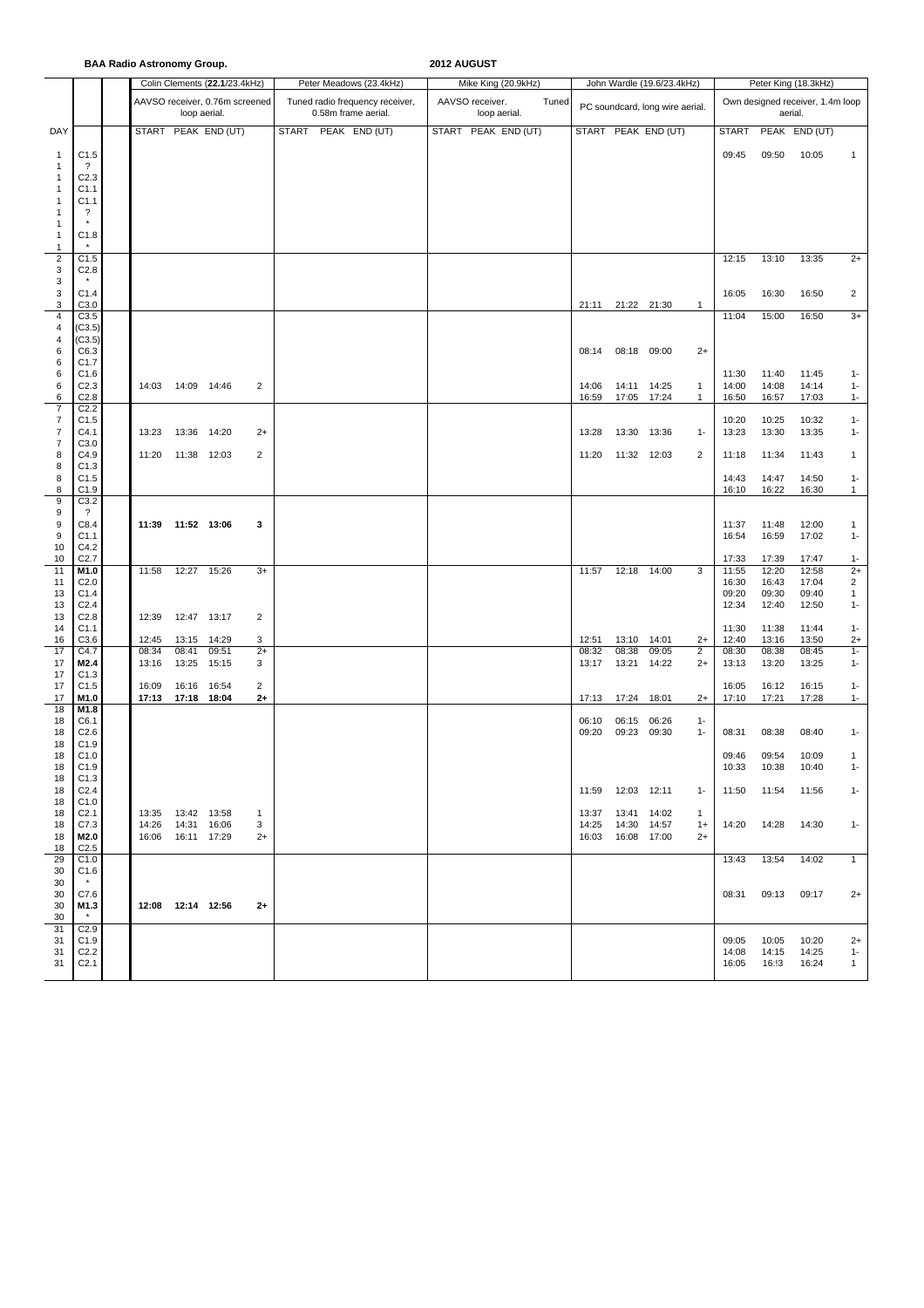**BAA Radio Astronomy Group.** **2012 AUGUST**

| DAY | | | Colin Clements (**22.1**/23.4kHz) | | | | Peter Meadows (23.4kHz) | | | Mike King (20.9kHz) | | | John Wardle (19.6/23.4kHz) | | | | Peter King (18.3kHz) | | | |
|---|---|---|---|---|---|---|---|---|---|---|---|---|---|---|---|---|---|---|---|---|
| | | | AAVSO receiver, 0.76m screened loop aerial. | | | | Tuned radio frequency receiver, 0.58m frame aerial. | | | AAVSO receiver. Tuned loop aerial. | | | PC soundcard, long wire aerial. | | | | Own designed receiver, 1.4m loop aerial. | | | |
| | | | START | PEAK | END (UT) | | START | PEAK | END (UT) | START | PEAK | END (UT) | START | PEAK | END (UT) | | START | PEAK | END (UT) | |
| 1 | C1.5 | | | | | | | | | | | | | | | | 09:45 | 09:50 | 10:05 | 1 |
| 1 | ? | | | | | | | | | | | | | | | | | | | |
| 1 | C2.3 | | | | | | | | | | | | | | | | | | | |
| 1 | C1.1 | | | | | | | | | | | | | | | | | | | |
| 1 | C1.1 | | | | | | | | | | | | | | | | | | | |
| 1 | ? | | | | | | | | | | | | | | | | | | | |
| 1 | * | | | | | | | | | | | | | | | | | | | |
| 1 | C1.8 | | | | | | | | | | | | | | | | | | | |
| 1 | * | | | | | | | | | | | | | | | | | | | |
| 2 | C1.5 | | | | | | | | | | | | | | | | 12:15 | 13:10 | 13:35 | 2+ |
| 3 | C2.8 | | | | | | | | | | | | | | | | | | | |
| 3 | * | | | | | | | | | | | | | | | | | | | |
| 3 | C1.4 | | | | | | | | | | | | | | | | 16:05 | 16:30 | 16:50 | 2 |
| 3 | C3.0 | | | | | | | | | | | | 21:11 | 21:22 | 21:30 | 1 | | | | |
| 4 | C3.5 | | | | | | | | | | | | | | | | 11:04 | 15:00 | 16:50 | 3+ |
| 4 | (C3.5) | | | | | | | | | | | | | | | | | | | |
| 4 | (C3.5) | | | | | | | | | | | | | | | | | | | |
| 6 | C6.3 | | | | | | | | | | | | 08:14 | 08:18 | 09:00 | 2+ | | | | |
| 6 | C1.7 | | | | | | | | | | | | | | | | | | | |
| 6 | C1.6 | | | | | | | | | | | | | | | | 11:30 | 11:40 | 11:45 | 1- |
| 6 | C2.3 | | 14:03 | 14:09 | 14:46 | 2 | | | | | | | 14:06 | 14:11 | 14:25 | 1 | 14:00 | 14:08 | 14:14 | 1- |
| 6 | C2.8 | | | | | | | | | | | | 16:59 | 17:05 | 17:24 | 1 | 16:50 | 16:57 | 17:03 | 1- |
| 7 | C2.2 | | | | | | | | | | | | | | | | | | | |
| 7 | C1.5 | | | | | | | | | | | | | | | | 10:20 | 10:25 | 10:32 | 1- |
| 7 | C4.1 | | 13:23 | 13:36 | 14:20 | 2+ | | | | | | | 13:28 | 13:30 | 13:36 | 1- | 13:23 | 13:30 | 13:35 | 1- |
| 7 | C3.0 | | | | | | | | | | | | | | | | | | | |
| 8 | C4.9 | | 11:20 | 11:38 | 12:03 | 2 | | | | | | | 11:20 | 11:32 | 12:03 | 2 | 11:18 | 11:34 | 11:43 | 1 |
| 8 | C1.3 | | | | | | | | | | | | | | | | | | | |
| 8 | C1.5 | | | | | | | | | | | | | | | | 14:43 | 14:47 | 14:50 | 1- |
| 8 | C1.9 | | | | | | | | | | | | | | | | 16:10 | 16:22 | 16:30 | 1 |
| 9 | C3.2 | | | | | | | | | | | | | | | | | | | |
| 9 | ? | | | | | | | | | | | | | | | | | | | |
| 9 | C8.4 | | **11:39** | **11:52** | **13:06** | **3** | | | | | | | | | | | 11:37 | 11:48 | 12:00 | 1 |
| 9 | C1.1 | | | | | | | | | | | | | | | | 16:54 | 16:59 | 17:02 | 1- |
| 10 | C4.2 | | | | | | | | | | | | | | | | | | | |
| 10 | C2.7 | | | | | | | | | | | | | | | | 17:33 | 17:39 | 17:47 | 1- |
| 11 | **M1.0** | | 11:58 | 12:27 | 15:26 | 3+ | | | | | | | 11:57 | 12:18 | 14:00 | 3 | 11:55 | 12:20 | 12:58 | 2+ |
| 11 | C2.0 | | | | | | | | | | | | | | | | 16:30 | 16:43 | 17:04 | 2 |
| 13 | C1.4 | | | | | | | | | | | | | | | | 09:20 | 09:30 | 09:40 | 1 |
| 13 | C2.4 | | | | | | | | | | | | | | | | 12:34 | 12:40 | 12:50 | 1- |
| 13 | C2.8 | | 12:39 | 12:47 | 13:17 | 2 | | | | | | | | | | | | | | |
| 14 | C1.1 | | | | | | | | | | | | | | | | 11:30 | 11:38 | 11:44 | 1- |
| 16 | C3.6 | | 12:45 | 13:15 | 14:29 | 3 | | | | | | | 12:51 | 13:10 | 14:01 | 2+ | 12:40 | 13:16 | 13:50 | 2+ |
| 17 | C4.7 | | 08:34 | 08:41 | 09:51 | 2+ | | | | | | | 08:32 | 08:38 | 09:05 | 2 | 08:30 | 08:38 | 08:45 | 1- |
| 17 | **M2.4** | | 13:16 | 13:25 | 15:15 | 3 | | | | | | | 13:17 | 13:21 | 14:22 | 2+ | 13:13 | 13:20 | 13:25 | 1- |
| 17 | C1.3 | | | | | | | | | | | | | | | | | | | |
| 17 | C1.5 | | 16:09 | 16:16 | 16:54 | 2 | | | | | | | | | | | 16:05 | 16:12 | 16:15 | 1- |
| 17 | **M1.0** | | **17:13** | **17:18** | **18:04** | **2+** | | | | | | | 17:13 | 17:24 | 18:01 | 2+ | 17:10 | 17:21 | 17:28 | 1- |
| 18 | **M1.8** | | | | | | | | | | | | | | | | | | | |
| 18 | C6.1 | | | | | | | | | | | | 06:10 | 06:15 | 06:26 | 1- | | | | |
| 18 | C2.6 | | | | | | | | | | | | 09:20 | 09:23 | 09:30 | 1- | 08:31 | 08:38 | 08:40 | 1- |
| 18 | C1.9 | | | | | | | | | | | | | | | | | | | |
| 18 | C1.0 | | | | | | | | | | | | | | | | 09:46 | 09:54 | 10:09 | 1 |
| 18 | C1.9 | | | | | | | | | | | | | | | | 10:33 | 10:38 | 10:40 | 1- |
| 18 | C1.3 | | | | | | | | | | | | | | | | | | | |
| 18 | C2.4 | | | | | | | | | | | | 11:59 | 12:03 | 12:11 | 1- | 11:50 | 11:54 | 11:56 | 1- |
| 18 | C1.0 | | | | | | | | | | | | | | | | | | | |
| 18 | C2.1 | | 13:35 | 13:42 | 13:58 | 1 | | | | | | | 13:37 | 13:41 | 14:02 | 1 | | | | |
| 18 | C7.3 | | 14:26 | 14:31 | 16:06 | 3 | | | | | | | 14:25 | 14:30 | 14:57 | 1+ | 14:20 | 14:28 | 14:30 | 1- |
| 18 | **M2.0** | | 16:06 | 16:11 | 17:29 | 2+ | | | | | | | 16:03 | 16:08 | 17:00 | 2+ | | | | |
| 18 | C2.5 | | | | | | | | | | | | | | | | | | | |
| 29 | C1.0 | | | | | | | | | | | | | | | | 13:43 | 13:54 | 14:02 | 1 |
| 30 | C1.6 | | | | | | | | | | | | | | | | | | | |
| 30 | * | | | | | | | | | | | | | | | | | | | |
| 30 | C7.6 | | | | | | | | | | | | | | | | 08:31 | 09:13 | 09:17 | 2+ |
| 30 | **M1.3** | | **12:08** | **12:14** | **12:56** | **2+** | | | | | | | | | | | | | | |
| 30 | * | | | | | | | | | | | | | | | | | | | |
| 31 | C2.9 | | | | | | | | | | | | | | | | | | | |
| 31 | C1.9 | | | | | | | | | | | | | | | | 09:05 | 10:05 | 10:20 | 2+ |
| 31 | C2.2 | | | | | | | | | | | | | | | | 14:08 | 14:15 | 14:25 | 1- |
| 31 | C2.1 | | | | | | | | | | | | | | | | 16:05 | 16!3 | 16:24 | 1 |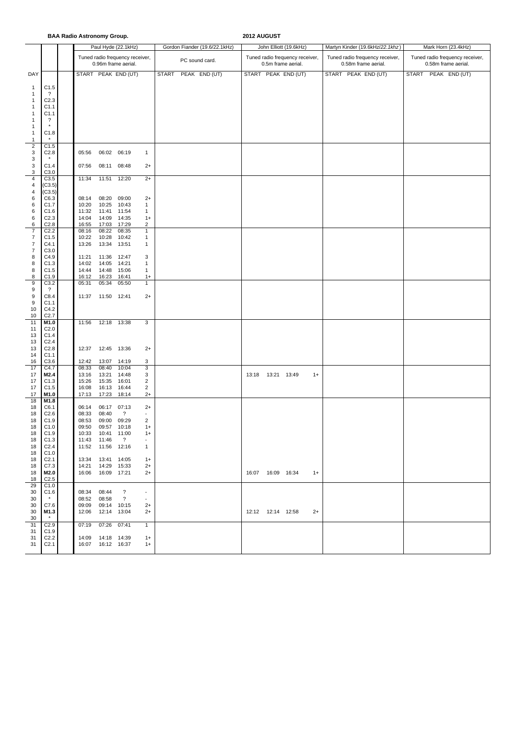**BAA Radio Astronomy Group.** **2012 AUGUST**

| DAY | | | Paul Hyde (22.1kHz) Tuned radio frequency receiver, 0.96m frame aerial. START PEAK END (UT) | | | | Gordon Fiander (19.6/22.1kHz) PC sound card. START PEAK END (UT) | John Elliott (19.6kHz) Tuned radio frequency receiver, 0.5m frame aerial. START PEAK END (UT) | | | | Martyn Kinder (19.6kHz/*22.1khz*) Tuned radio frequency receiver, 0.58m frame aerial. START PEAK END (UT) | Mark Horn (23.4kHz) Tuned radio frequency receiver, 0.58m frame aerial. START PEAK END (UT) |
|---|---|---|---|---|---|---|---|---|---|---|---|---|---|
| 1 | C1.5 | | | | | | | | | | | | |
| 1 | ? | | | | | | | | | | | | |
| 1 | C2.3 | | | | | | | | | | | | |
| 1 | C1.1 | | | | | | | | | | | | |
| 1 | C1.1 | | | | | | | | | | | | |
| 1 | ? | | | | | | | | | | | | |
| 1 | * | | | | | | | | | | | | |
| 1 | C1.8 | | | | | | | | | | | | |
| 1 | * | | | | | | | | | | | | |
| 2 | C1.5 | | | | | | | | | | | | |
| 3 | C2.8 | | 05:56 | 06:02 | 06:19 | 1 | | | | | | | |
| 3 | * | | | | | | | | | | | | |
| 3 | C1.4 | | 07:56 | 08:11 | 08:48 | 2+ | | | | | | | |
| 3 | C3.0 | | | | | | | | | | | | |
| 4 | C3.5 | | 11:34 | 11:51 | 12:20 | 2+ | | | | | | | |
| 4 | (C3.5) | | | | | | | | | | | | |
| 4 | (C3.5) | | | | | | | | | | | | |
| 6 | C6.3 | | 08:14 | 08:20 | 09:00 | 2+ | | | | | | | |
| 6 | C1.7 | | 10:20 | 10:25 | 10:43 | 1 | | | | | | | |
| 6 | C1.6 | | 11:32 | 11:41 | 11:54 | 1 | | | | | | | |
| 6 | C2.3 | | 14:04 | 14:09 | 14:35 | 1+ | | | | | | | |
| 6 | C2.8 | | 16:55 | 17:03 | 17:29 | 2 | | | | | | | |
| 7 | C2.2 | | 08:16 | 08:22 | 08:35 | 1 | | | | | | | |
| 7 | C1.5 | | 10:22 | 10:28 | 10:42 | 1 | | | | | | | |
| 7 | C4.1 | | 13:26 | 13:34 | 13:51 | 1 | | | | | | | |
| 7 | C3.0 | | | | | | | | | | | | |
| 8 | C4.9 | | 11:21 | 11:36 | 12:47 | 3 | | | | | | | |
| 8 | C1.3 | | 14:02 | 14:05 | 14:21 | 1 | | | | | | | |
| 8 | C1.5 | | 14:44 | 14:48 | 15:06 | 1 | | | | | | | |
| 8 | C1.9 | | 16:12 | 16:23 | 16:41 | 1+ | | | | | | | |
| 9 | C3.2 | | 05:31 | 05:34 | 05:50 | 1 | | | | | | | |
| 9 | ? | | | | | | | | | | | | |
| 9 | C8.4 | | 11:37 | 11:50 | 12:41 | 2+ | | | | | | | |
| 9 | C1.1 | | | | | | | | | | | | |
| 10 | C4.2 | | | | | | | | | | | | |
| 10 | C2.7 | | | | | | | | | | | | |
| 11 | **M1.0** | | 11:56 | 12:18 | 13:38 | 3 | | | | | | | |
| 11 | C2.0 | | | | | | | | | | | | |
| 13 | C1.4 | | | | | | | | | | | | |
| 13 | C2.4 | | | | | | | | | | | | |
| 13 | C2.8 | | 12:37 | 12:45 | 13:36 | 2+ | | | | | | | |
| 14 | C1.1 | | | | | | | | | | | | |
| 16 | C3.6 | | 12:42 | 13:07 | 14:19 | 3 | | | | | | | |
| 17 | C4.7 | | 08:33 | 08:40 | 10:04 | 3 | | | | | | | |
| 17 | **M2.4** | | 13:16 | 13:21 | 14:48 | 3 | | 13:18 | 13:21 | 13:49 | 1+ | | |
| 17 | C1.3 | | 15:26 | 15:35 | 16:01 | 2 | | | | | | | |
| 17 | C1.5 | | 16:08 | 16:13 | 16:44 | 2 | | | | | | | |
| 17 | **M1.0** | | 17:13 | 17:23 | 18:14 | 2+ | | | | | | | |
| 18 | **M1.8** | | | | | | | | | | | | |
| 18 | C6.1 | | 06:14 | 06:17 | 07:13 | 2+ | | | | | | | |
| 18 | C2.6 | | 08:33 | 08:40 | ? | - | | | | | | | |
| 18 | C1.9 | | 08:53 | 09:00 | 09:29 | 2 | | | | | | | |
| 18 | C1.0 | | 09:50 | 09:57 | 10:18 | 1+ | | | | | | | |
| 18 | C1.9 | | 10:33 | 10:41 | 11:00 | 1+ | | | | | | | |
| 18 | C1.3 | | 11:43 | 11:46 | ? | - | | | | | | | |
| 18 | C2.4 | | 11:52 | 11:56 | 12:16 | 1 | | | | | | | |
| 18 | C1.0 | | | | | | | | | | | | |
| 18 | C2.1 | | 13:34 | 13:41 | 14:05 | 1+ | | | | | | | |
| 18 | C7.3 | | 14:21 | 14:29 | 15:33 | 2+ | | | | | | | |
| 18 | **M2.0** | | 16:06 | 16:09 | 17:21 | 2+ | | 16:07 | 16:09 | 16:34 | 1+ | | |
| 18 | C2.5 | | | | | | | | | | | | |
| 29 | C1.0 | | | | | | | | | | | | |
| 30 | C1.6 | | 08:34 | 08:44 | ? | - | | | | | | | |
| 30 | * | | 08:52 | 08:58 | ? | - | | | | | | | |
| 30 | C7.6 | | 09:09 | 09:14 | 10:15 | 2+ | | | | | | | |
| 30 | **M1.3** | | 12:06 | 12:14 | 13:04 | 2+ | | 12:12 | 12:14 | 12:58 | 2+ | | |
| 30 | * | | | | | | | | | | | | |
| 31 | C2.9 | | 07:19 | 07:26 | 07:41 | 1 | | | | | | | |
| 31 | C1.9 | | | | | | | | | | | | |
| 31 | C2.2 | | 14:09 | 14:18 | 14:39 | 1+ | | | | | | | |
| 31 | C2.1 | | 16:07 | 16:12 | 16:37 | 1+ | | | | | | | |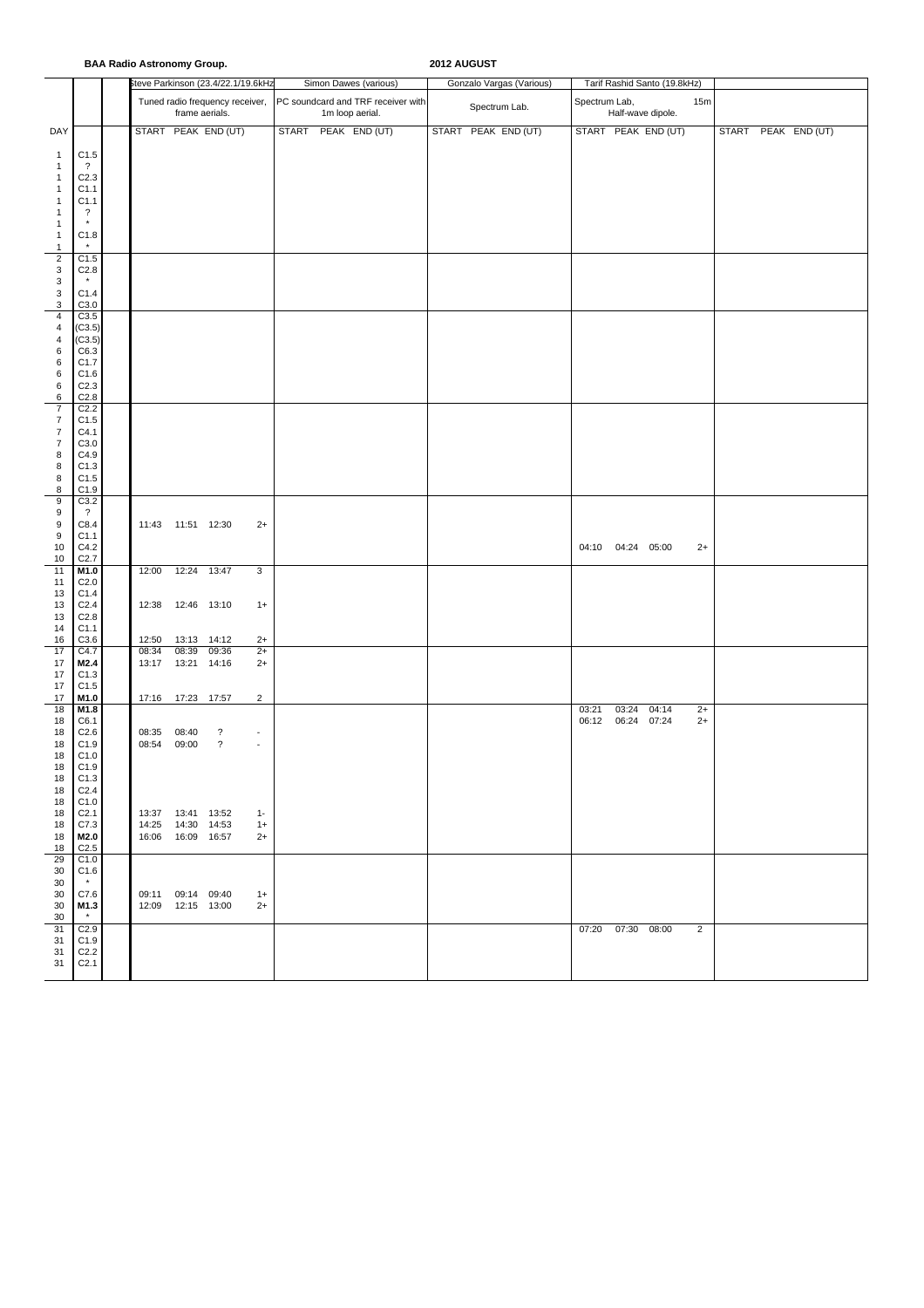**BAA Radio Astronomy Group.** **2012 AUGUST**

| DAY | | | Steve Parkinson (23.4/22.1/19.6kHz) Tuned radio frequency receiver, frame aerials. START PEAK END (UT) | | Simon Dawes (various) PC soundcard and TRF receiver with 1m loop aerial. START PEAK END (UT) | Gonzalo Vargas (Various) Spectrum Lab. START PEAK END (UT) | Tarif Rashid Santo (19.8kHz) Spectrum Lab, 15m Half-wave dipole. START PEAK END (UT) | | START PEAK END (UT) |
|---|---|---|---|---|---|---|---|---|---|
| 1 | C1.5 | | | | | | | | |
| 1 | ? | | | | | | | | |
| 1 | C2.3 | | | | | | | | |
| 1 | C1.1 | | | | | | | | |
| 1 | C1.1 | | | | | | | | |
| 1 | ? | | | | | | | | |
| 1 | * | | | | | | | | |
| 1 | C1.8 | | | | | | | | |
| 1 | * | | | | | | | | |
| 2 | C1.5 | | | | | | | | |
| 3 | C2.8 | | | | | | | | |
| 3 | * | | | | | | | | |
| 3 | C1.4 | | | | | | | | |
| 3 | C3.0 | | | | | | | | |
| 4 | C3.5 | | | | | | | | |
| 4 | (C3.5) | | | | | | | | |
| 4 | (C3.5) | | | | | | | | |
| 6 | C6.3 | | | | | | | | |
| 6 | C1.7 | | | | | | | | |
| 6 | C1.6 | | | | | | | | |
| 6 | C2.3 | | | | | | | | |
| 6 | C2.8 | | | | | | | | |
| 7 | C2.2 | | | | | | | | |
| 7 | C1.5 | | | | | | | | |
| 7 | C4.1 | | | | | | | | |
| 7 | C3.0 | | | | | | | | |
| 8 | C4.9 | | | | | | | | |
| 8 | C1.3 | | | | | | | | |
| 8 | C1.5 | | | | | | | | |
| 8 | C1.9 | | | | | | | | |
| 9 | C3.2 | | | | | | | | |
| 9 | ? | | | | | | | | |
| 9 | C8.4 | | 11:43 11:51 12:30 | 2+ | | | | | |
| 9 | C1.1 | | | | | | | | |
| 10 | C4.2 | | | | | | 04:10 04:24 05:00 | 2+ | |
| 10 | C2.7 | | | | | | | | |
| 11 | **M1.0** | | 12:00 12:24 13:47 | 3 | | | | | |
| 11 | C2.0 | | | | | | | | |
| 13 | C1.4 | | | | | | | | |
| 13 | C2.4 | | 12:38 12:46 13:10 | 1+ | | | | | |
| 13 | C2.8 | | | | | | | | |
| 14 | C1.1 | | | | | | | | |
| 16 | C3.6 | | 12:50 13:13 14:12 | 2+ | | | | | |
| 17 | C4.7 | | 08:34 08:39 09:36 | 2+ | | | | | |
| 17 | **M2.4** | | 13:17 13:21 14:16 | 2+ | | | | | |
| 17 | C1.3 | | | | | | | | |
| 17 | C1.5 | | | | | | | | |
| 17 | **M1.0** | | 17:16 17:23 17:57 | 2 | | | | | |
| 18 | **M1.8** | | | | | | 03:21 03:24 04:14 | 2+ | |
| 18 | C6.1 | | | | | | 06:12 06:24 07:24 | 2+ | |
| 18 | C2.6 | | 08:35 08:40 ? | - | | | | | |
| 18 | C1.9 | | 08:54 09:00 ? | - | | | | | |
| 18 | C1.0 | | | | | | | | |
| 18 | C1.9 | | | | | | | | |
| 18 | C1.3 | | | | | | | | |
| 18 | C2.4 | | | | | | | | |
| 18 | C1.0 | | | | | | | | |
| 18 | C2.1 | | 13:37 13:41 13:52 | 1- | | | | | |
| 18 | C7.3 | | 14:25 14:30 14:53 | 1+ | | | | | |
| 18 | **M2.0** | | 16:06 16:09 16:57 | 2+ | | | | | |
| 18 | C2.5 | | | | | | | | |
| 29 | C1.0 | | | | | | | | |
| 30 | C1.6 | | | | | | | | |
| 30 | * | | | | | | | | |
| 30 | C7.6 | | 09:11 09:14 09:40 | 1+ | | | | | |
| 30 | **M1.3** | | 12:09 12:15 13:00 | 2+ | | | | | |
| 30 | * | | | | | | | | |
| 31 | C2.9 | | | | | | 07:20 07:30 08:00 | 2 | |
| 31 | C1.9 | | | | | | | | |
| 31 | C2.2 | | | | | | | | |
| 31 | C2.1 | | | | | | | | |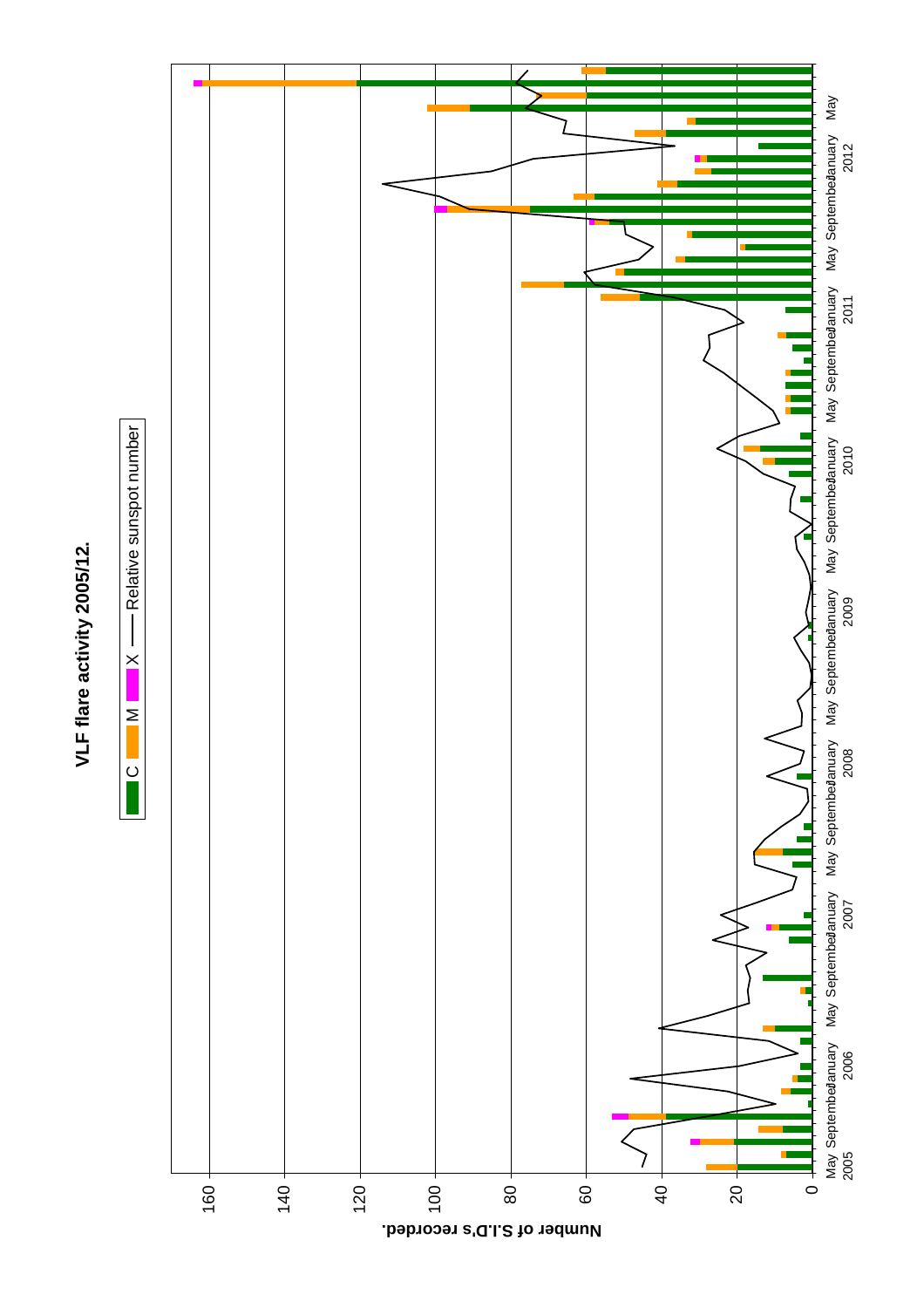# VLF flare activity 2005/12.

C | M | X | —— Relative sunspot number

Number of S.I.D's recorded.

0, 20, 40, 60, 80, 100, 120, 140, 160

May 2005, September, January 2006, May, September, January 2007, May, September, January 2008, May, September, January 2009, May, September, January 2010, May, September, January 2011, May, September, January 2012, May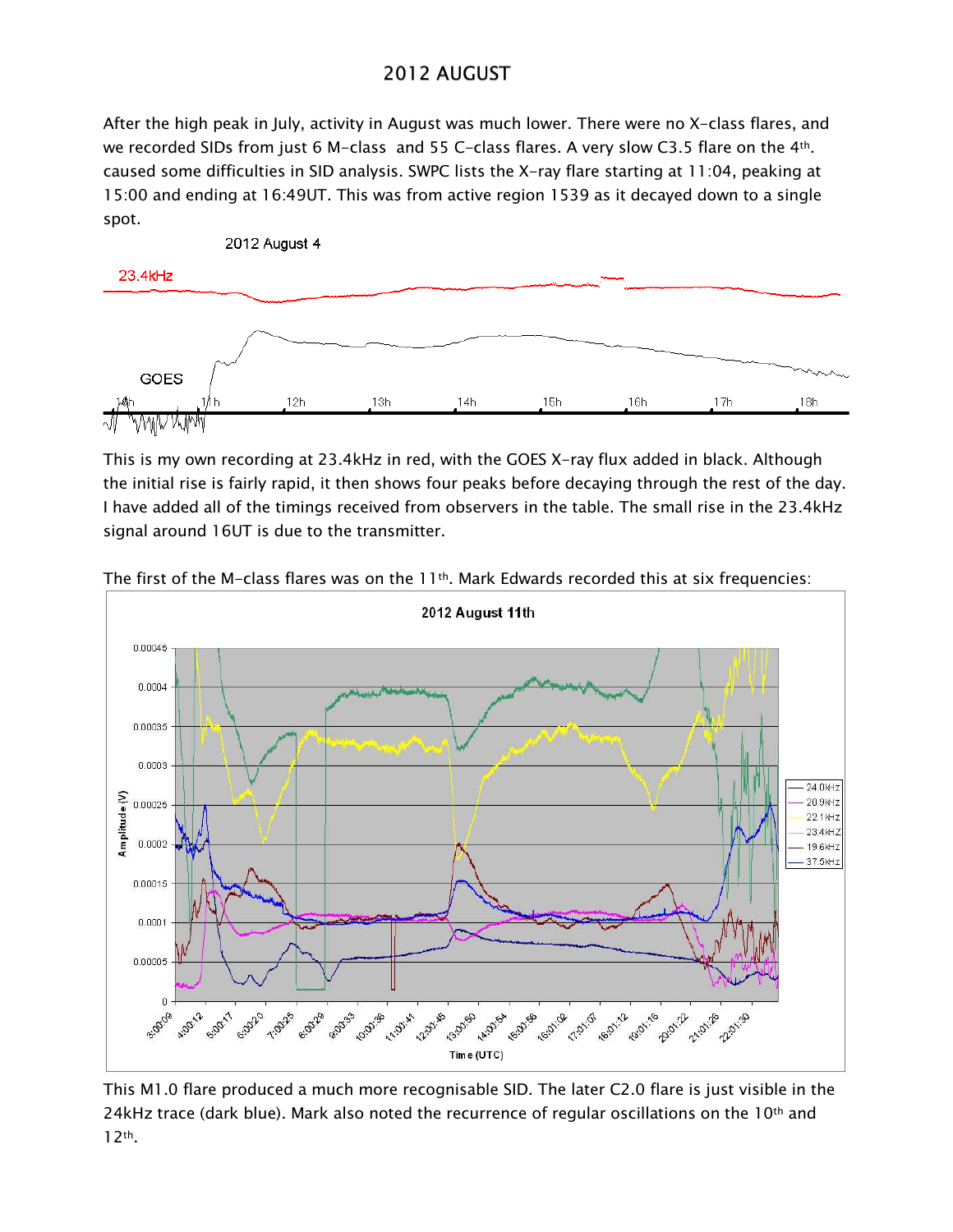# 2012 AUGUST

After the high peak in July, activity in August was much lower. There were no X-class flares, and we recorded SIDs from just 6 M-class and 55 C-class flares. A very slow C3.5 flare on the 4th. caused some difficulties in SID analysis. SWPC lists the X-ray flare starting at 11:04, peaking at 15:00 and ending at 16:49UT. This was from active region 1539 as it decayed down to a single spot.

This is my own recording at 23.4kHz in red, with the GOES X-ray flux added in black. Although the initial rise is fairly rapid, it then shows four peaks before decaying through the rest of the day. I have added all of the timings received from observers in the table. The small rise in the 23.4kHz signal around 16UT is due to the transmitter.

The first of the M-class flares was on the 11th. Mark Edwards recorded this at six frequencies:

This M1.0 flare produced a much more recognisable SID. The later C2.0 flare is just visible in the 24kHz trace (dark blue). Mark also noted the recurrence of regular oscillations on the 10th and 12th.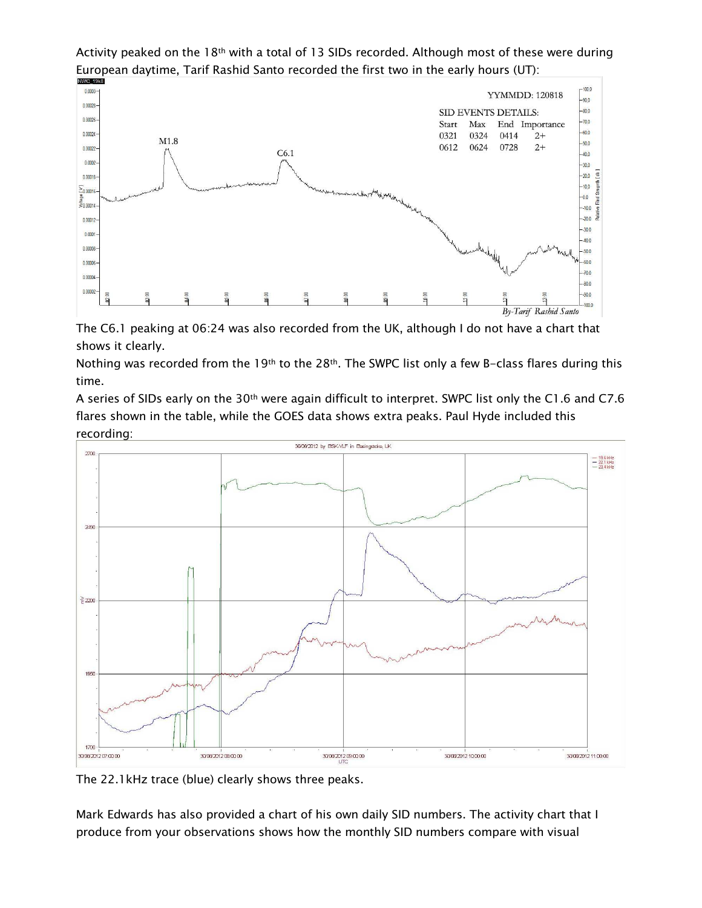Activity peaked on the 18th with a total of 13 SIDs recorded. Although most of these were during European daytime, Tarif Rashid Santo recorded the first two in the early hours (UT):

The C6.1 peaking at 06:24 was also recorded from the UK, although I do not have a chart that shows it clearly.

Nothing was recorded from the 19th to the 28th. The SWPC list only a few B-class flares during this time.

A series of SIDs early on the 30th were again difficult to interpret. SWPC list only the C1.6 and C7.6 flares shown in the table, while the GOES data shows extra peaks. Paul Hyde included this recording:

The 22.1kHz trace (blue) clearly shows three peaks.

Mark Edwards has also provided a chart of his own daily SID numbers. The activity chart that I produce from your observations shows how the monthly SID numbers compare with visual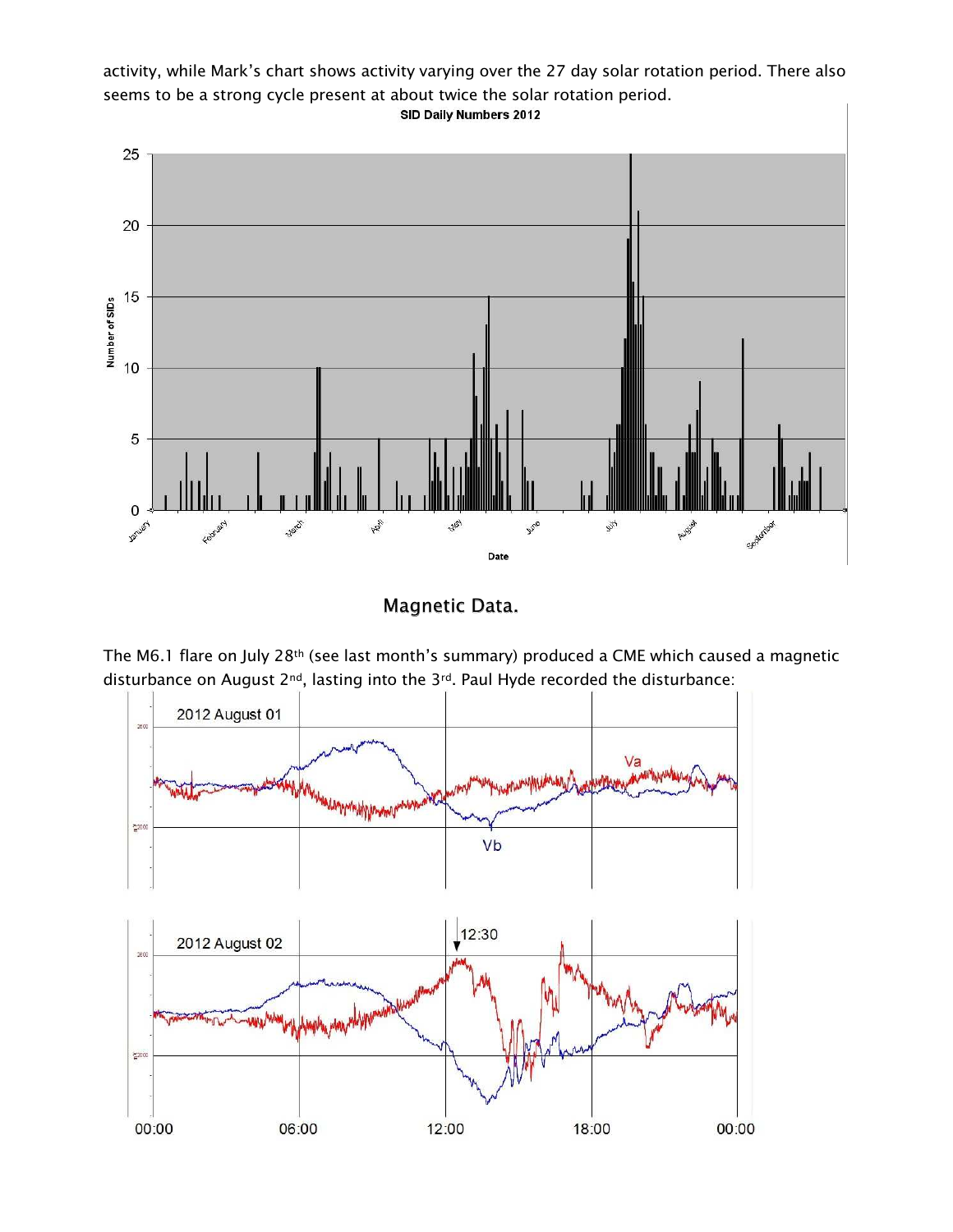activity, while Mark's chart shows activity varying over the 27 day solar rotation period. There also seems to be a strong cycle present at about twice the solar rotation period.

## Magnetic Data.

The M6.1 flare on July 28th (see last month's summary) produced a CME which caused a magnetic disturbance on August 2nd, lasting into the 3rd. Paul Hyde recorded the disturbance: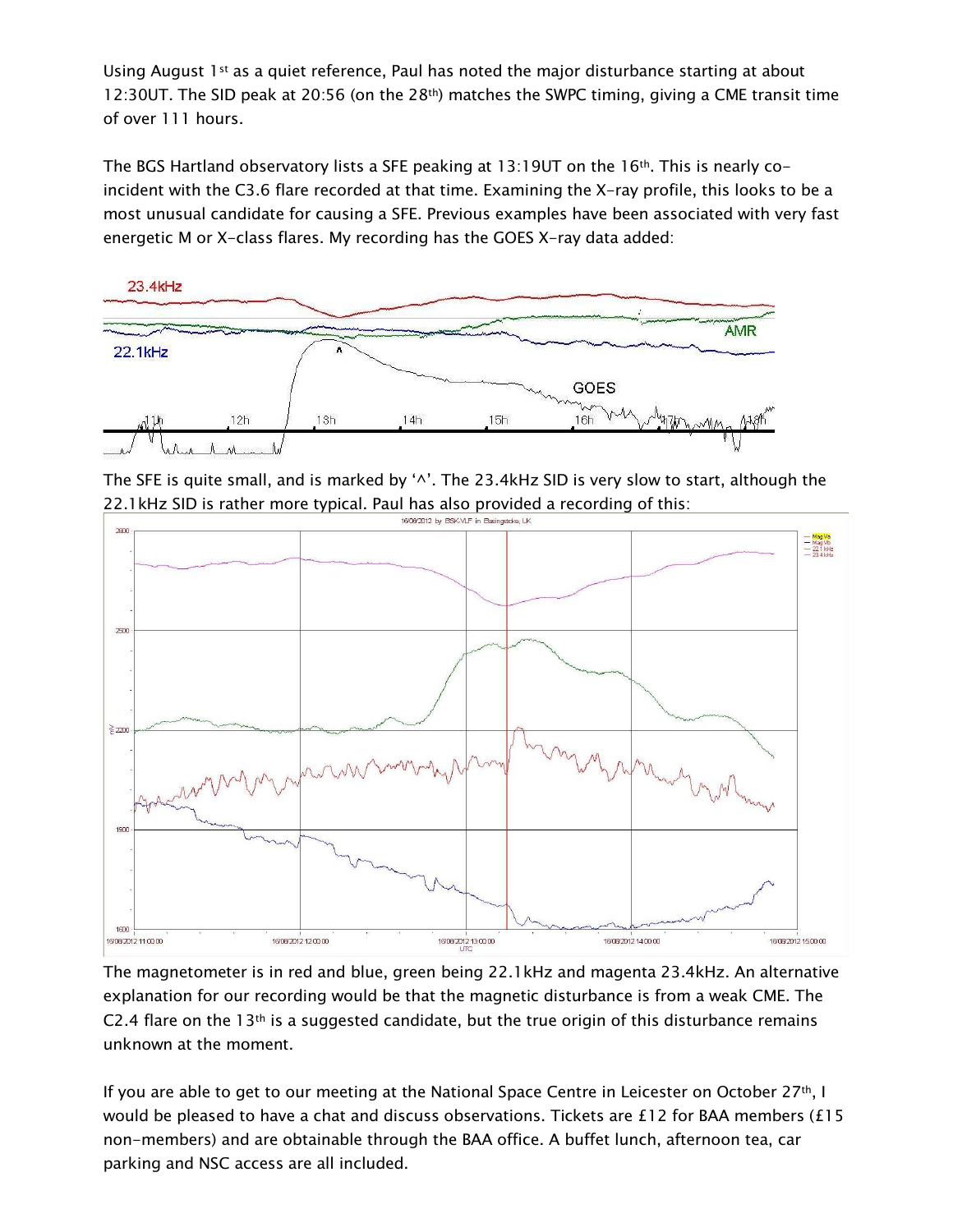Using August 1st as a quiet reference, Paul has noted the major disturbance starting at about 12:30UT. The SID peak at 20:56 (on the 28th) matches the SWPC timing, giving a CME transit time of over 111 hours.

The BGS Hartland observatory lists a SFE peaking at 13:19UT on the 16th. This is nearly co-incident with the C3.6 flare recorded at that time. Examining the X-ray profile, this looks to be a most unusual candidate for causing a SFE. Previous examples have been associated with very fast energetic M or X-class flares. My recording has the GOES X-ray data added:

The SFE is quite small, and is marked by '^'. The 23.4kHz SID is very slow to start, although the 22.1kHz SID is rather more typical. Paul has also provided a recording of this:

The magnetometer is in red and blue, green being 22.1kHz and magenta 23.4kHz. An alternative explanation for our recording would be that the magnetic disturbance is from a weak CME. The C2.4 flare on the 13th is a suggested candidate, but the true origin of this disturbance remains unknown at the moment.

If you are able to get to our meeting at the National Space Centre in Leicester on October 27th, I would be pleased to have a chat and discuss observations. Tickets are £12 for BAA members (£15 non-members) and are obtainable through the BAA office. A buffet lunch, afternoon tea, car parking and NSC access are all included.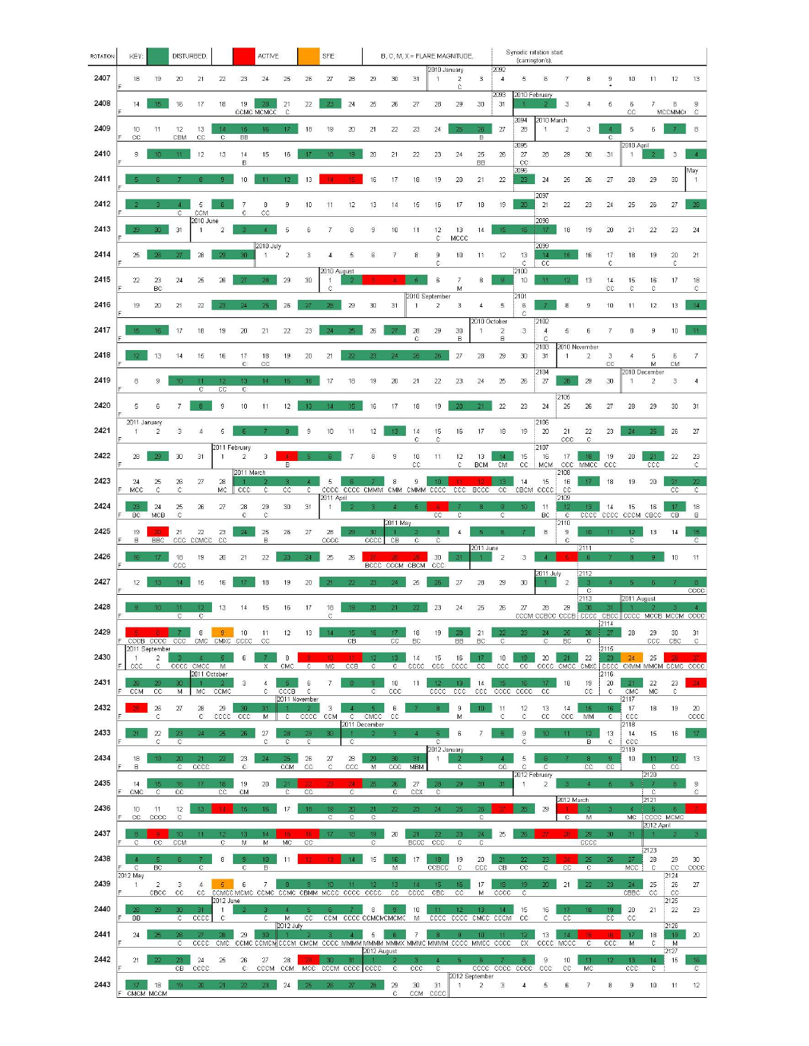ROTATION | KEY: DISTURBED | ACTIVE | SFE | B, C, M, X = FLARE MAGNITUDE. | Synodic rotation start (carrington's).

**2407**
18 19 20 21 22 23 24 25 26 27 28 29 30 31 | 2010 January 1 2 3 | 2092 4 5 6 7 8 9 10 11 12 13
F: 2: C; 9: *

**2408**
14 15 16 17 18 19 20 21 22 23 24 25 26 27 28 29 30 | 2093 31 | 2010 February 1 2 3 4 5 6 7 8 9
F: 19: CCMC; 20: MCMCC; 21: C; 6: CC; 8: MCCMMC; 9: C

**2409**
10 11 12 13 14 15 16 17 18 19 20 21 22 23 24 25 26 27 | 2094 28 | 2010 March 1 2 3 4 5 6 7 8
F: 10: CC; 12: CBM; 13: CC; 14: C; 15: BB; 26: B; 4: C

**2410**
9 10 11 12 13 14 15 16 17 18 19 20 21 22 23 24 25 26 | 2095 27 28 29 30 31 | 2010 April 1 2 3 4
F: 14: B; 25: BB; 27: CC

**2411**
5 6 7 8 9 10 11 12 13 14 15 16 17 18 19 20 21 22 | 2096 23 24 25 26 27 28 29 30 | May 1

**2412**
2 3 4 5 6 7 8 9 10 11 12 13 14 15 16 17 18 19 20 | 2097 21 22 23 24 25 26 27 28
F: 4: C; 5: CCM; 7: C; 8: CC

**2413**
29 30 31 | 2010 June 1 2 3 4 5 6 7 8 9 10 11 12 13 14 15 16 | 2098 17 18 19 20 21 22 23 24
F: 12: C; 13: MCCC

**2414**
25 26 27 28 29 30 | 2010 July 1 2 3 4 5 6 7 8 9 10 11 12 13 | 2099 14 15 16 17 18 19 20 21
F: 9: C; 13: C; 14: CC; 17: C; 20: C

**2415**
22 23 24 25 26 27 28 29 30 31 | 2010 August 1 2 3 4 5 6 7 8 9 | 2100 10 11 12 13 14 15 16 17 18
F: 23: BC; 1: C; 7: M; 14: CC; 15: C; 16: C; 18: C

**2416**
19 20 21 22 23 24 25 26 27 28 29 30 31 | 2010 September 1 2 3 4 5 | 2101 6 7 8 9 10 11 12 13 14
F: 6: C

**2417**
15 16 17 18 19 20 21 22 23 24 25 26 27 28 29 30 | 2010 October 1 2 3 | 2102 4 5 6 7 8 9 10 11
F: 28: C; 30: B; 2: B; 4: C

**2418**
12 13 14 15 16 17 18 19 20 21 22 23 24 25 26 27 28 29 30 | 2103 31 | 2010 November 1 2 3 4 5 6 7
F: 17: C; 18: CC; 3: CC; 5: M; 6: CM

**2419**
8 9 10 11 12 13 14 15 16 17 18 19 20 21 22 23 24 25 26 | 2104 27 28 29 30 | 2010 December 1 2 3 4
F: 11: C; 12: CC; 13: C

**2420**
5 6 7 8 9 10 11 12 13 14 15 16 17 18 19 20 21 22 23 24 | 2105 25 26 27 28 29 30 31

**2421**
2011 January 1 2 3 4 5 6 7 8 9 10 11 12 13 14 15 16 17 18 19 | 2106 20 21 22 23 24 25 26 27
F: 14: C; 15: C; 21: CCC; 22: C

**2422**
28 29 30 31 | 2011 February 1 2 3 4 5 6 7 8 9 10 11 12 13 14 15 | 2107 16 17 18 19 20 21 22 23
F: 4: B; 10: CC; 12: C; 13: BCM; 14: CM; 15: CC; 16: MCM; 17: CCC; 18: MMCC; 19: CCC; 21: CCC; 23: C

**2423**
24 25 26 27 28 | 2011 March 1 2 3 4 5 6 7 8 9 10 11 12 13 14 15 | 2108 16 17 18 19 20 21 22
F: 24: MCC; 25: C; 26: C; 28: MC; 1: CCC; 2: C; 3: CC; 4: C; 5: CCCC; 6: CCCC; 7: CMMM; 8: CMM; 9: CMMM; 10: CCCC; 11: CCC; 12: BCCC; 13: CC; 14: CBCM; 15: CCCC; 16: CC; 21: CC; 22: C

**2424**
23 24 25 26 27 28 29 30 31 | 2011 April 1 2 3 4 5 6 7 8 9 10 | 2109 11 12 13 14 15 16 17 18
F: 23: BC; 24: MCB; 25: C; 28: C; 29: C; 6: CC; 7: C; 9: C; 11: BC; 12: C; 13: CCCC; 14: CCCC; 15: CCCM; 16: CBCC; 17: CB; 18: B

**2425**
19 20 21 22 23 24 25 26 27 28 29 30 | 2011 May 1 2 3 4 5 6 7 8 | 2110 9 10 11 12 13 14 15
F: 19: B; 20: BBC; 21: CCC; 22: CCMCC; 23: CC; 25: B; 28: CCCC; 30: CCCC; 1: CB; 2: C; 3: C; 9: C; 12: C; 15: C

**2426**
16 17 18 19 20 21 22 23 24 25 26 27 28 29 30 31 | 2011 June 1 2 3 4 5 | 2111 6 7 8 9 10 11
F: 18: CCC; 27: BCCC; 28: CCCM; 29: CBCM; 30: CCC

**2427**
12 13 14 15 16 17 18 19 20 21 22 23 24 25 26 27 28 29 30 | 2011 July 1 2 | 2112 3 4 5 6 7 8
F: 3: C; 8: CCCC

**2428**
9 10 11 12 13 14 15 16 17 18 19 20 21 22 23 24 25 26 27 28 29 | 2113 30 31 | 2011 August 1 2 3 4
F: 11: C; 12: C; 18: C; 27: CCCM; 28: CCBCC; 29: CCCB; 30: CCCC; 31: CBCC; 1: CCCC; 2: MCCB; 3: MCCM; 4: CCCC

**2429**
5 6 7 8 9 10 11 12 13 14 15 16 17 18 19 20 21 22 23 24 25 26 | 2114 27 28 29 30 31
F: 5: CCCB; 6: CCCC; 7: CCC; 8: CMC; 9: CMXC; 10: CCCC; 11: CC; 15: CB; 17: CC; 18: BC; 20: BB; 21: BC; 22: C; 24: C; 25: BC; 26: C; 29: CCC; 30: CBC; 31: CC

**2430**
2011 September 1 2 3 4 5 6 7 8 9 10 11 12 13 14 15 16 17 18 19 20 21 22 | 2115 23 24 25 26 27
F: 1: CCC; 2: C; 3: CCCC; 4: CMCC; 5: M; 7: X; 8: CMC; 10: MC; 11: CCB; 12: C; 13: C; 14: CCCC; 15: CCC; 16: CCCC; 17: CC; 18: CCC; 19: CC; 20: CCCC; 21: CMCC; 22: CMXC; 23: CCCC; 24: CXMM; 25: MMCM; 26: CCMC; 27: CCCC

**2431**
28 29 30 | 2011 October 1 2 3 4 5 6 7 8 9 10 11 12 13 14 15 16 17 18 19 | 2116 20 21 22 23 24
F: 28: CCM; 29: CC; 30: M; 1: MC; 2: CCMC; 4: C; 5: CCCB; 6: C; 8: C; 10: CCC; 12: CCCC; 13: CCC; 14: CCC; 15: CCCC; 16: CCCC; 17: CC; 19: CC; 20: C; 21: CMC; 22: MC; 23: C

**2432**
25 26 27 28 29 30 31 | 2011 November 1 2 3 4 5 6 7 8 9 10 11 12 13 14 15 16 | 2117 17 18 19 20
F: 26: C; 28: C; 29: CCCC; 30: CCC; 31: M; 1: C; 2: CCCC; 3: CCM; 4: C; 5: CMCC; 6: CC; 9: M; 11: C; 12: C; 13: CC; 14: CCC; 15: MM; 16: CC; 17: CCC; 20: CCCC

**2433**
21 22 23 24 25 26 27 28 29 30 | 2011 December 1 2 3 4 5 6 7 8 9 10 11 12 13 | 2118 14 15 16 17
F: 22: C; 23: C; 27: C; 28: C; 29: C; 2: C; 9: C; 12: B; 13: C; 14: CCC

**2434**
18 19 20 21 22 23 24 25 26 27 28 29 30 31 | 2012 January 1 2 3 4 5 6 7 8 9 | 2119 10 11 12 13
F: 18: B; 20: C; 21: CCCC; 23: C; 25: CCM; 26: CC; 27: C; 28: CCC; 29: M; 30: CCC; 31: MBM; 2: C; 4: CC; 5: C; 6: C; 8: CC; 9: CC; 11: C; 12: CC

**2435**
14 15 16 17 18 19 20 21 22 23 24 25 26 27 28 29 30 31 | 2012 February 1 2 3 4 5 6 | 2120 7 8 9
F: 14: CMC; 15: C; 16: CC; 18: CC; 19: CM; 21: C; 22: CC; 24: C; 27: CCX; 28: C; 7: C; 9: C

**2436**
10 11 12 13 14 15 16 17 18 19 20 21 22 23 24 25 26 27 28 29 | 2012 March 1 2 3 4 5 | 2121 6 7
F: 10: CC; 11: CCCC; 12: C; 18: C; 20: C; 21: C; 22: C; 26: C; 1: C; 2: M; 5: MC; 6: CCCC; 7: MCMC

**2437**
8 9 10 11 12 13 14 15 16 17 18 19 20 21 22 23 24 25 26 27 28 29 30 31 | 2012 April 1 2 3
F: 8: C; 9: CC; 10: CCM; 12: C; 13: M; 14: M; 15: MC; 16: CC; 21: BCCC; 22: CCC; 24: C; 29: CCCC

**2438**
4 5 6 7 8 9 10 11 12 13 14 15 16 17 18 19 20 21 22 23 24 25 26 27 | 2123 28 29 30
F: 4: C; 5: BC; 7: C; 9: C; 10: B; 12: C; 16: M; 18: CCBCC; 19: C; 20: CCC; 21: CB; 22: CC; 23: C; 24: CC; 25: C; 27: MCC; 28: CC; 29: CC; 30: CCCC

**2439**
2012 May 1 2 3 4 5 6 7 8 9 10 11 12 13 14 15 16 17 18 19 20 21 22 23 24 | 2124 25 26 27
F: 2: CBCC; 3: CC; 4: CC; 5: CCMCC; 6: MCMC; 7: CCMC; 8: CCMC; 9: CBMM; 10: MCCC; 11: CCCC; 12: CCCC; 13: CC; 14: CCCC; 15: CBC; 16: CC; 17: M; 18: CCCC; 19: C; 24: CBBC; 25: CC; 26: CC

**2440**
28 29 30 31 | 2012 June 1 2 3 4 5 6 7 8 9 10 11 12 13 14 15 16 17 18 19 20 21 | 2125 22 23
F: 28: BB; 30: C; 31: CCCC; 1: C; 3: C; 4: M; 5: CC; 6: CCM; 7: CCCC; 8: CCMCMCMC; 10: M; 11: CCCC; 12: CCCC; 13: CMCC; 14: CCCM; 15: CC; 16: C; 17: CC; 19: CC; 20: C

**2441**
24 25 26 27 28 29 30 | 2012 July 1 2 3 4 5 6 7 8 9 10 11 12 13 14 15 16 17 | 2126 18 19 20
F: 26: C; 27: CCCC; 28: CMC; 29: CCMC; 30: CCMCM; 1: CCCM; 2: CMCM; 3: CCCC; 4: MMMM; 5: MMMM; 6: MMMC; 7: MMMM; 8: CCCC; 9: MMCC; 10: CCCC; 11: CX; 13: CCCC; 14: MCCC; 15: C; 16: CCC; 17: M; 18: C; 19: M

**2442**
21 22 23 24 25 26 27 28 29 30 31 | 2012 August 1 2 3 4 5 6 7 8 9 10 11 12 13 14 | 2127 15 16
F: 23: CB; 24: CCCC; 26: C; 27: CCCM; 28: CCM; 29: MCC; 30: CCCM; 31: CCCC; 1: CCCC; 2: C; 3: CCC; 4: C; 6: CCCC; 7: CCCC; 8: CCCC; 9: CCC; 10: CC; 11: MC; 13: CCC; 14: C; 16: C

**2443**
17 18 19 20 21 22 23 24 25 26 27 28 29 30 31 | 2012 September 1 2 3 4 5 6 7 8 9 10 11 12
F: 17: CMCM; 18: MCCM; 29: C; 30: CCM; 31: CCCC